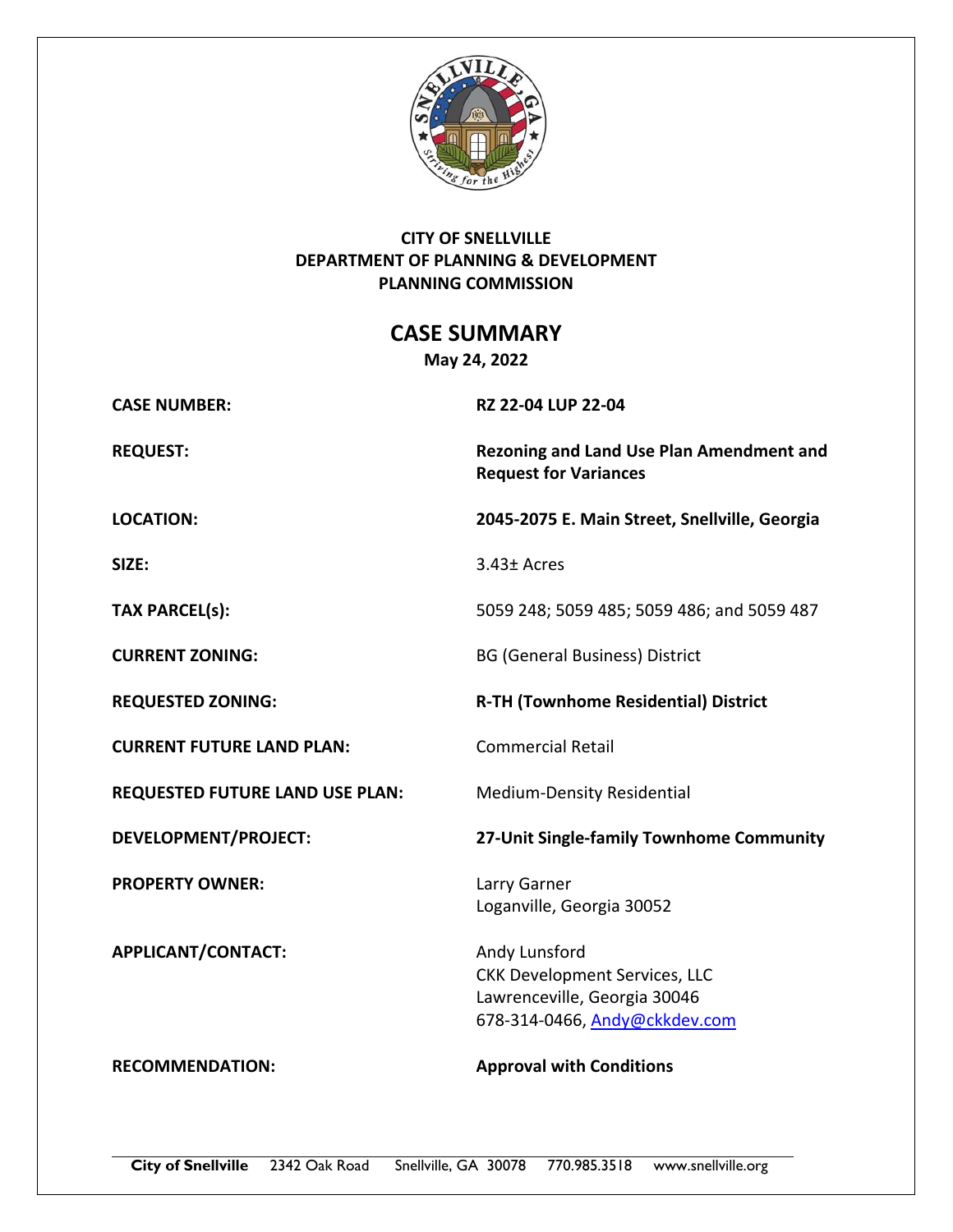**CITY OF SNELLVILLE**
**DEPARTMENT OF PLANNING & DEVELOPMENT**
**PLANNING COMMISSION**

# CASE SUMMARY

**May 24, 2022**

| | |
|---|---|
| **CASE NUMBER:** | **RZ 22-04 LUP 22-04** |
| **REQUEST:** | **Rezoning and Land Use Plan Amendment and Request for Variances** |
| **LOCATION:** | **2045-2075 E. Main Street, Snellville, Georgia** |
| **SIZE:** | 3.43± Acres |
| **TAX PARCEL(s):** | 5059 248; 5059 485; 5059 486; and 5059 487 |
| **CURRENT ZONING:** | BG (General Business) District |
| **REQUESTED ZONING:** | **R-TH (Townhome Residential) District** |
| **CURRENT FUTURE LAND PLAN:** | Commercial Retail |
| **REQUESTED FUTURE LAND USE PLAN:** | Medium-Density Residential |
| **DEVELOPMENT/PROJECT:** | **27-Unit Single-family Townhome Community** |
| **PROPERTY OWNER:** | Larry Garner<br>Loganville, Georgia 30052 |
| **APPLICANT/CONTACT:** | Andy Lunsford<br>CKK Development Services, LLC<br>Lawrenceville, Georgia 30046<br>678-314-0466, Andy@ckkdev.com |
| **RECOMMENDATION:** | **Approval with Conditions** |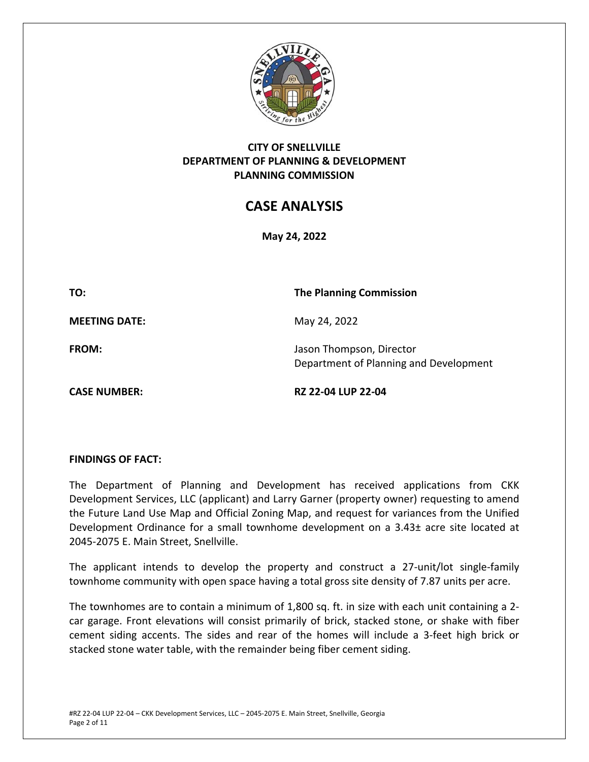**CITY OF SNELLVILLE**
**DEPARTMENT OF PLANNING & DEVELOPMENT**
**PLANNING COMMISSION**

# CASE ANALYSIS

**May 24, 2022**

**TO:** **The Planning Commission**

**MEETING DATE:** May 24, 2022

**FROM:** Jason Thompson, Director
Department of Planning and Development

**CASE NUMBER:** **RZ 22-04 LUP 22-04**

**FINDINGS OF FACT:**

The Department of Planning and Development has received applications from CKK Development Services, LLC (applicant) and Larry Garner (property owner) requesting to amend the Future Land Use Map and Official Zoning Map, and request for variances from the Unified Development Ordinance for a small townhome development on a 3.43± acre site located at 2045-2075 E. Main Street, Snellville.

The applicant intends to develop the property and construct a 27-unit/lot single-family townhome community with open space having a total gross site density of 7.87 units per acre.

The townhomes are to contain a minimum of 1,800 sq. ft. in size with each unit containing a 2-car garage. Front elevations will consist primarily of brick, stacked stone, or shake with fiber cement siding accents. The sides and rear of the homes will include a 3-feet high brick or stacked stone water table, with the remainder being fiber cement siding.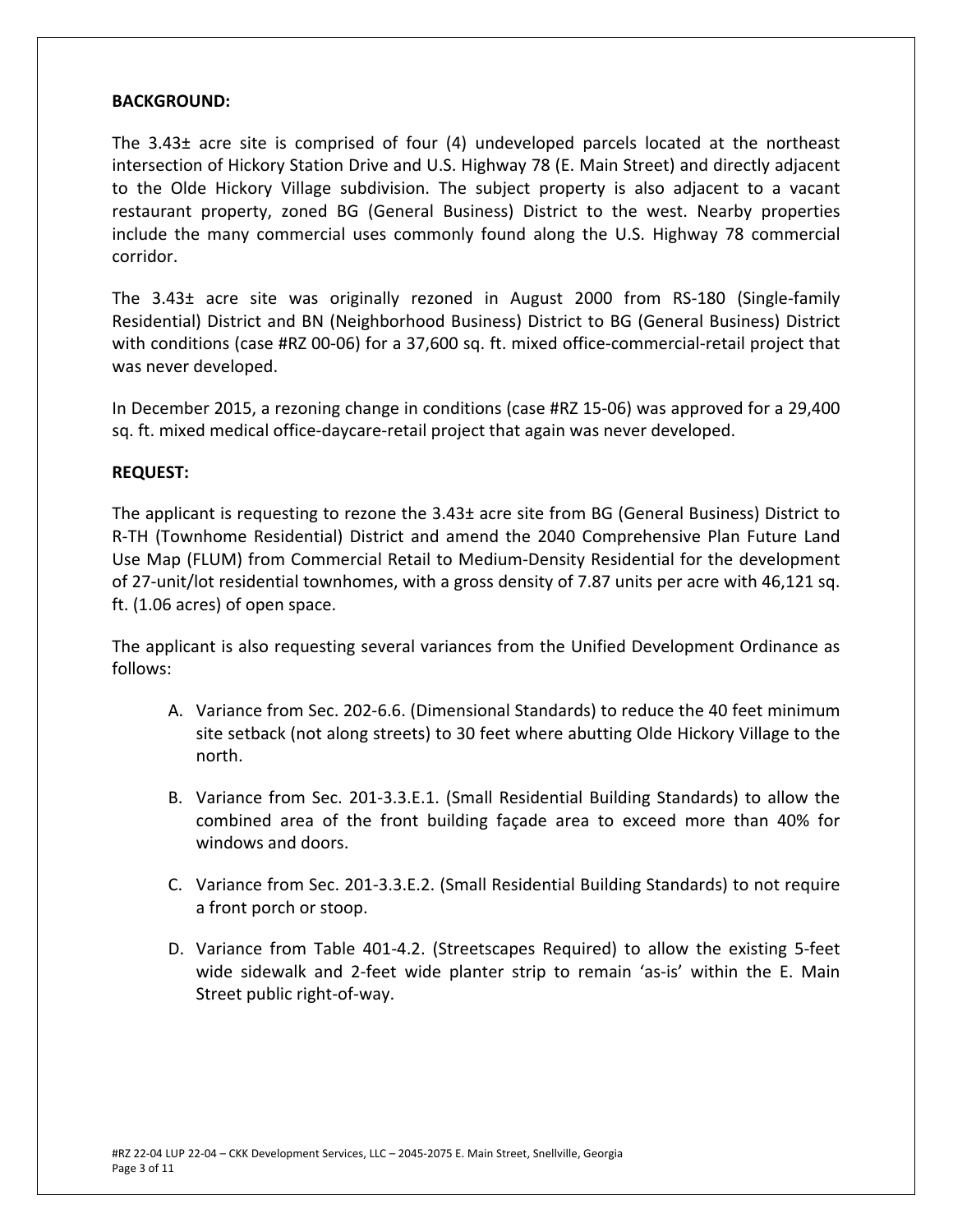**BACKGROUND:**

The 3.43± acre site is comprised of four (4) undeveloped parcels located at the northeast intersection of Hickory Station Drive and U.S. Highway 78 (E. Main Street) and directly adjacent to the Olde Hickory Village subdivision. The subject property is also adjacent to a vacant restaurant property, zoned BG (General Business) District to the west. Nearby properties include the many commercial uses commonly found along the U.S. Highway 78 commercial corridor.

The 3.43± acre site was originally rezoned in August 2000 from RS-180 (Single-family Residential) District and BN (Neighborhood Business) District to BG (General Business) District with conditions (case #RZ 00-06) for a 37,600 sq. ft. mixed office-commercial-retail project that was never developed.

In December 2015, a rezoning change in conditions (case #RZ 15-06) was approved for a 29,400 sq. ft. mixed medical office-daycare-retail project that again was never developed.

**REQUEST:**

The applicant is requesting to rezone the 3.43± acre site from BG (General Business) District to R-TH (Townhome Residential) District and amend the 2040 Comprehensive Plan Future Land Use Map (FLUM) from Commercial Retail to Medium-Density Residential for the development of 27-unit/lot residential townhomes, with a gross density of 7.87 units per acre with 46,121 sq. ft. (1.06 acres) of open space.

The applicant is also requesting several variances from the Unified Development Ordinance as follows:

A. Variance from Sec. 202-6.6. (Dimensional Standards) to reduce the 40 feet minimum site setback (not along streets) to 30 feet where abutting Olde Hickory Village to the north.

B. Variance from Sec. 201-3.3.E.1. (Small Residential Building Standards) to allow the combined area of the front building façade area to exceed more than 40% for windows and doors.

C. Variance from Sec. 201-3.3.E.2. (Small Residential Building Standards) to not require a front porch or stoop.

D. Variance from Table 401-4.2. (Streetscapes Required) to allow the existing 5-feet wide sidewalk and 2-feet wide planter strip to remain 'as-is' within the E. Main Street public right-of-way.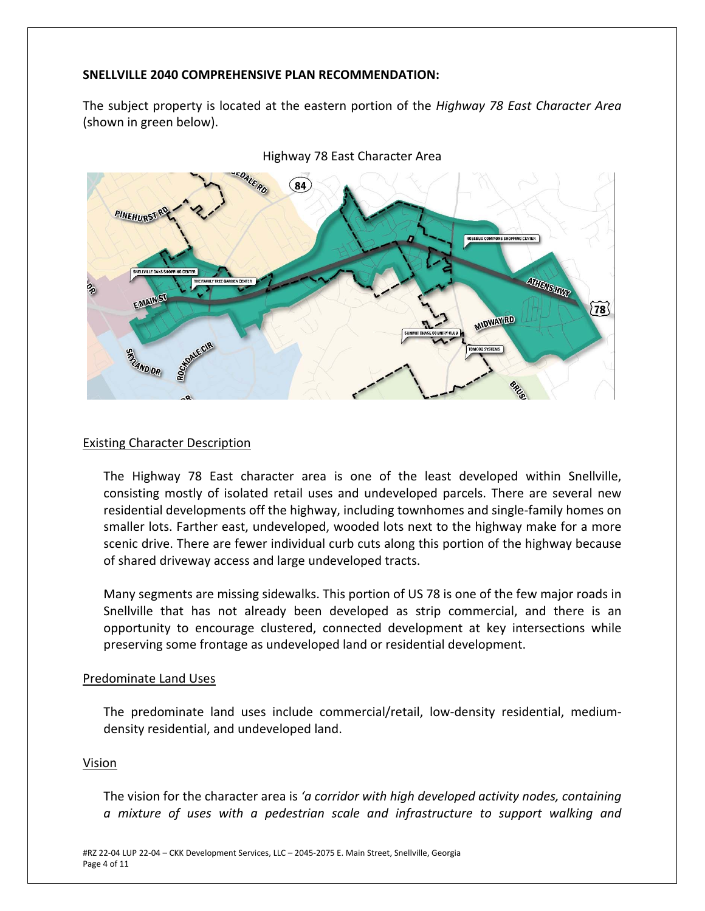**SNELLVILLE 2040 COMPREHENSIVE PLAN RECOMMENDATION:**

The subject property is located at the eastern portion of the *Highway 78 East Character Area* (shown in green below).

Highway 78 East Character Area

Existing Character Description

The Highway 78 East character area is one of the least developed within Snellville, consisting mostly of isolated retail uses and undeveloped parcels. There are several new residential developments off the highway, including townhomes and single-family homes on smaller lots. Farther east, undeveloped, wooded lots next to the highway make for a more scenic drive. There are fewer individual curb cuts along this portion of the highway because of shared driveway access and large undeveloped tracts.

Many segments are missing sidewalks. This portion of US 78 is one of the few major roads in Snellville that has not already been developed as strip commercial, and there is an opportunity to encourage clustered, connected development at key intersections while preserving some frontage as undeveloped land or residential development.

Predominate Land Uses

The predominate land uses include commercial/retail, low-density residential, medium-density residential, and undeveloped land.

Vision

The vision for the character area is *'a corridor with high developed activity nodes, containing a mixture of uses with a pedestrian scale and infrastructure to support walking and*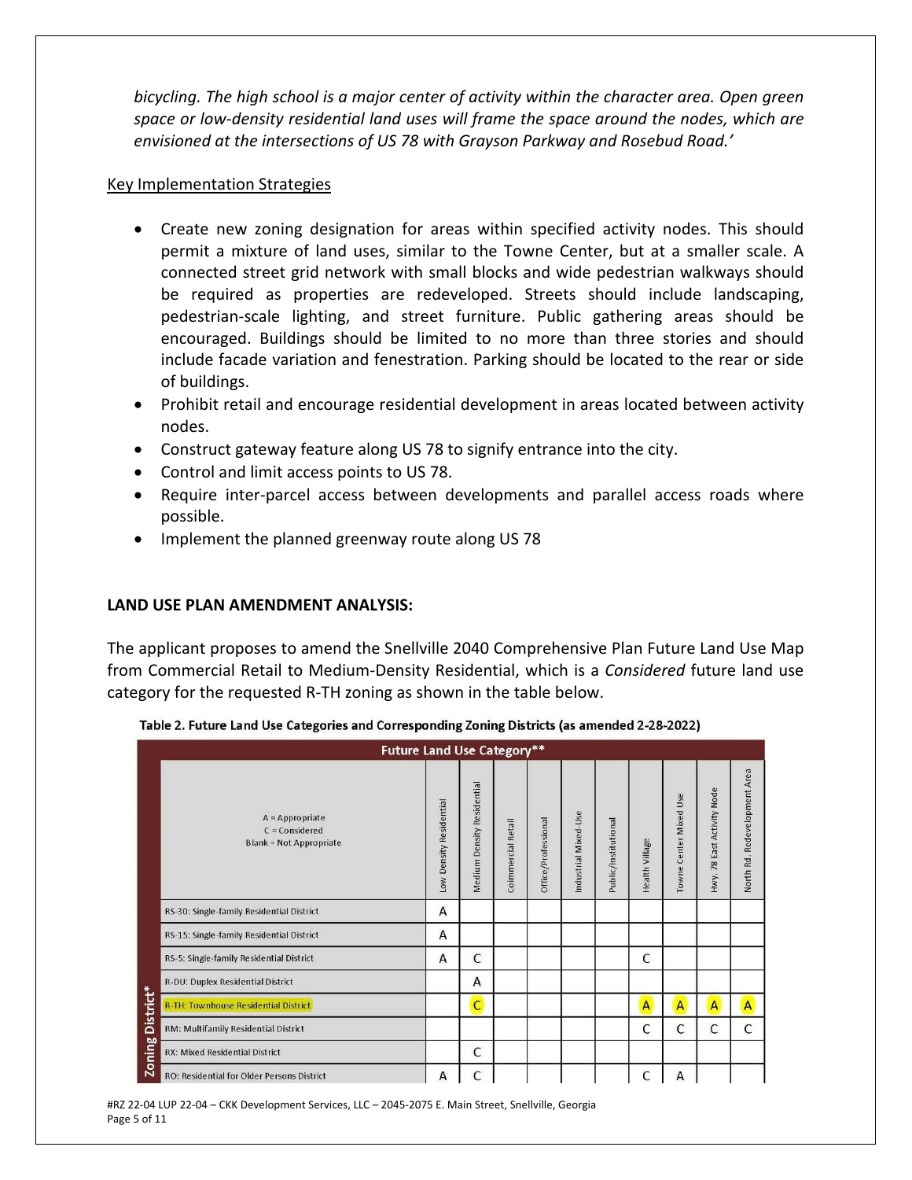*bicycling. The high school is a major center of activity within the character area. Open green space or low-density residential land uses will frame the space around the nodes, which are envisioned at the intersections of US 78 with Grayson Parkway and Rosebud Road.'*

Key Implementation Strategies

- Create new zoning designation for areas within specified activity nodes. This should permit a mixture of land uses, similar to the Towne Center, but at a smaller scale. A connected street grid network with small blocks and wide pedestrian walkways should be required as properties are redeveloped. Streets should include landscaping, pedestrian-scale lighting, and street furniture. Public gathering areas should be encouraged. Buildings should be limited to no more than three stories and should include facade variation and fenestration. Parking should be located to the rear or side of buildings.
- Prohibit retail and encourage residential development in areas located between activity nodes.
- Construct gateway feature along US 78 to signify entrance into the city.
- Control and limit access points to US 78.
- Require inter-parcel access between developments and parallel access roads where possible.
- Implement the planned greenway route along US 78

**LAND USE PLAN AMENDMENT ANALYSIS:**

The applicant proposes to amend the Snellville 2040 Comprehensive Plan Future Land Use Map from Commercial Retail to Medium-Density Residential, which is a *Considered* future land use category for the requested R-TH zoning as shown in the table below.

**Table 2. Future Land Use Categories and Corresponding Zoning Districts (as amended 2-28-2022)**

| Zoning District* | Future Land Use Category** | | | | | | | | | |
|---|---|---|---|---|---|---|---|---|---|---|
| A = Appropriate<br>C = Considered<br>Blank = Not Appropriate | Low Density Residential | Medium Density Residential | Commercial Retail | Office/Professional | Industrial Mixed-Use | Public/Institutional | Health Village | Towne Center Mixed Use | Hwy. 78 East Activity Node | North Rd. Redevelopment Area |
| RS-30: Single-family Residential District | A | | | | | | | | | |
| RS-15: Single-family Residential District | A | | | | | | | | | |
| RS-5: Single-family Residential District | A | C | | | | | C | | | |
| R-DU: Duplex Residential District | | A | | | | | | | | |
| R-TH: Townhouse Residential District | | C | | | | | A | A | A | A |
| RM: Multifamily Residential District | | | | | | | C | C | C | C |
| RX: Mixed Residential District | | C | | | | | | | | |
| RO: Residential for Older Persons District | A | C | | | | | C | A | | |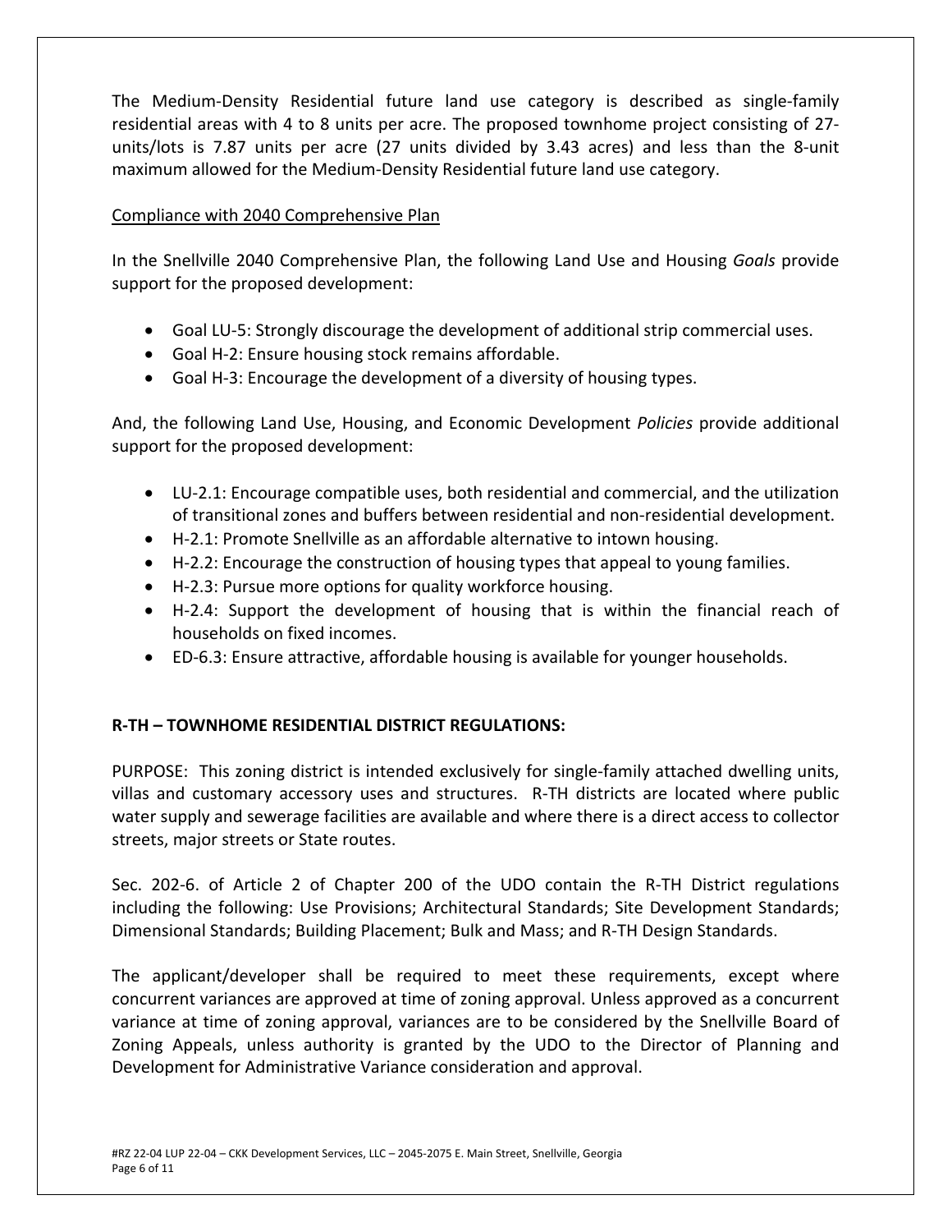The Medium-Density Residential future land use category is described as single-family residential areas with 4 to 8 units per acre. The proposed townhome project consisting of 27-units/lots is 7.87 units per acre (27 units divided by 3.43 acres) and less than the 8-unit maximum allowed for the Medium-Density Residential future land use category.

<u>Compliance with 2040 Comprehensive Plan</u>

In the Snellville 2040 Comprehensive Plan, the following Land Use and Housing *Goals* provide support for the proposed development:

- Goal LU-5: Strongly discourage the development of additional strip commercial uses.
- Goal H-2: Ensure housing stock remains affordable.
- Goal H-3: Encourage the development of a diversity of housing types.

And, the following Land Use, Housing, and Economic Development *Policies* provide additional support for the proposed development:

- LU-2.1: Encourage compatible uses, both residential and commercial, and the utilization of transitional zones and buffers between residential and non-residential development.
- H-2.1: Promote Snellville as an affordable alternative to intown housing.
- H-2.2: Encourage the construction of housing types that appeal to young families.
- H-2.3: Pursue more options for quality workforce housing.
- H-2.4: Support the development of housing that is within the financial reach of households on fixed incomes.
- ED-6.3: Ensure attractive, affordable housing is available for younger households.

**R-TH – TOWNHOME RESIDENTIAL DISTRICT REGULATIONS:**

PURPOSE: This zoning district is intended exclusively for single-family attached dwelling units, villas and customary accessory uses and structures. R-TH districts are located where public water supply and sewerage facilities are available and where there is a direct access to collector streets, major streets or State routes.

Sec. 202-6. of Article 2 of Chapter 200 of the UDO contain the R-TH District regulations including the following: Use Provisions; Architectural Standards; Site Development Standards; Dimensional Standards; Building Placement; Bulk and Mass; and R-TH Design Standards.

The applicant/developer shall be required to meet these requirements, except where concurrent variances are approved at time of zoning approval. Unless approved as a concurrent variance at time of zoning approval, variances are to be considered by the Snellville Board of Zoning Appeals, unless authority is granted by the UDO to the Director of Planning and Development for Administrative Variance consideration and approval.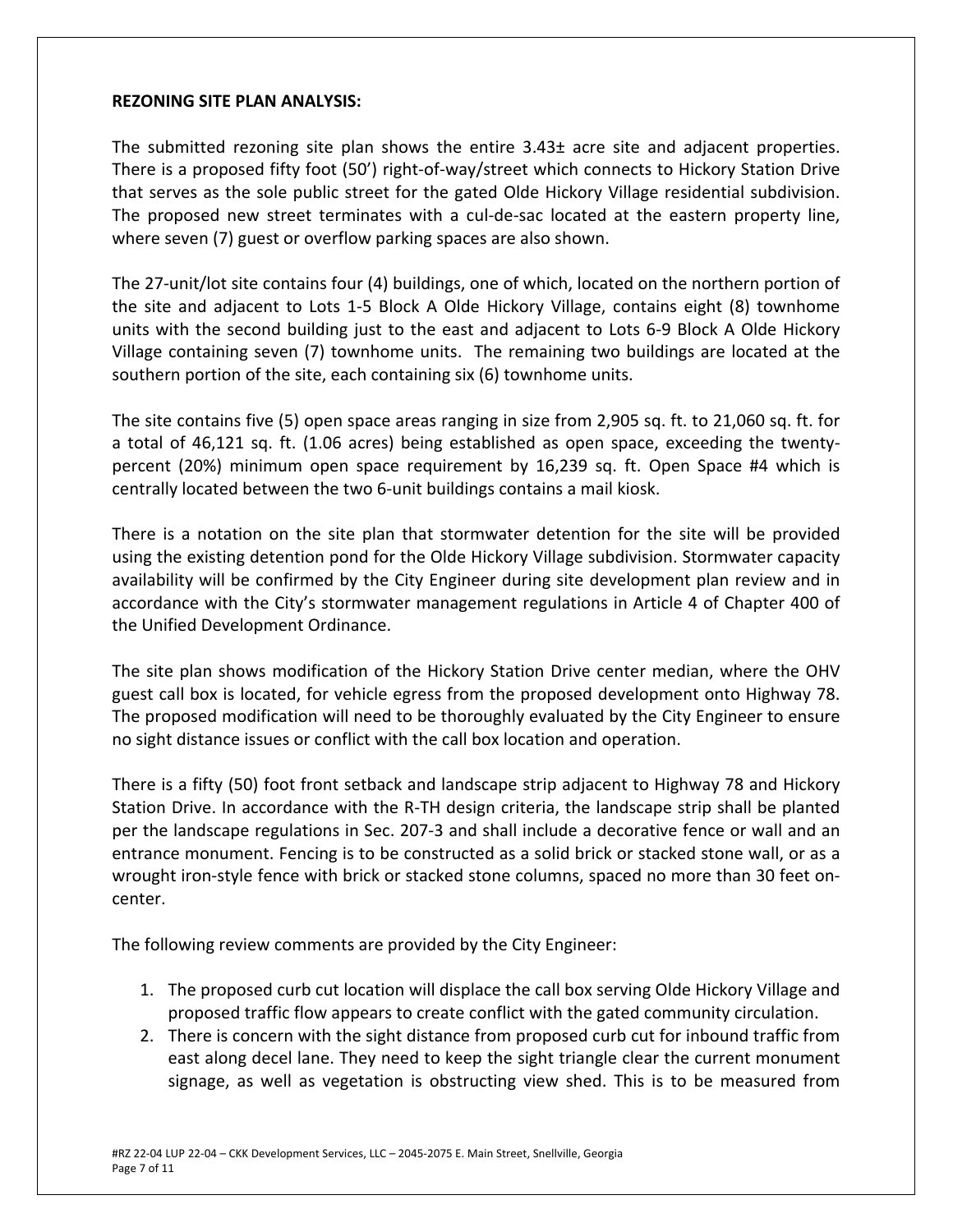**REZONING SITE PLAN ANALYSIS:**

The submitted rezoning site plan shows the entire 3.43± acre site and adjacent properties. There is a proposed fifty foot (50') right-of-way/street which connects to Hickory Station Drive that serves as the sole public street for the gated Olde Hickory Village residential subdivision. The proposed new street terminates with a cul-de-sac located at the eastern property line, where seven (7) guest or overflow parking spaces are also shown.

The 27-unit/lot site contains four (4) buildings, one of which, located on the northern portion of the site and adjacent to Lots 1-5 Block A Olde Hickory Village, contains eight (8) townhome units with the second building just to the east and adjacent to Lots 6-9 Block A Olde Hickory Village containing seven (7) townhome units. The remaining two buildings are located at the southern portion of the site, each containing six (6) townhome units.

The site contains five (5) open space areas ranging in size from 2,905 sq. ft. to 21,060 sq. ft. for a total of 46,121 sq. ft. (1.06 acres) being established as open space, exceeding the twenty-percent (20%) minimum open space requirement by 16,239 sq. ft. Open Space #4 which is centrally located between the two 6-unit buildings contains a mail kiosk.

There is a notation on the site plan that stormwater detention for the site will be provided using the existing detention pond for the Olde Hickory Village subdivision. Stormwater capacity availability will be confirmed by the City Engineer during site development plan review and in accordance with the City's stormwater management regulations in Article 4 of Chapter 400 of the Unified Development Ordinance.

The site plan shows modification of the Hickory Station Drive center median, where the OHV guest call box is located, for vehicle egress from the proposed development onto Highway 78. The proposed modification will need to be thoroughly evaluated by the City Engineer to ensure no sight distance issues or conflict with the call box location and operation.

There is a fifty (50) foot front setback and landscape strip adjacent to Highway 78 and Hickory Station Drive. In accordance with the R-TH design criteria, the landscape strip shall be planted per the landscape regulations in Sec. 207-3 and shall include a decorative fence or wall and an entrance monument. Fencing is to be constructed as a solid brick or stacked stone wall, or as a wrought iron-style fence with brick or stacked stone columns, spaced no more than 30 feet on-center.

The following review comments are provided by the City Engineer:

1. The proposed curb cut location will displace the call box serving Olde Hickory Village and proposed traffic flow appears to create conflict with the gated community circulation.
2. There is concern with the sight distance from proposed curb cut for inbound traffic from east along decel lane. They need to keep the sight triangle clear the current monument signage, as well as vegetation is obstructing view shed. This is to be measured from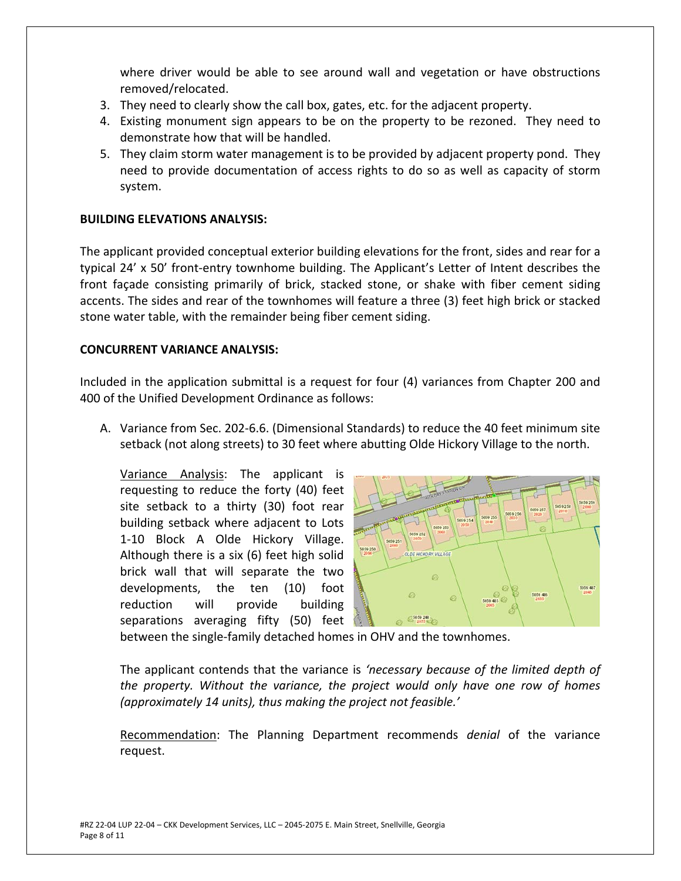where driver would be able to see around wall and vegetation or have obstructions removed/relocated.

3. They need to clearly show the call box, gates, etc. for the adjacent property.
4. Existing monument sign appears to be on the property to be rezoned. They need to demonstrate how that will be handled.
5. They claim storm water management is to be provided by adjacent property pond. They need to provide documentation of access rights to do so as well as capacity of storm system.

**BUILDING ELEVATIONS ANALYSIS:**

The applicant provided conceptual exterior building elevations for the front, sides and rear for a typical 24' x 50' front-entry townhome building. The Applicant's Letter of Intent describes the front façade consisting primarily of brick, stacked stone, or shake with fiber cement siding accents. The sides and rear of the townhomes will feature a three (3) feet high brick or stacked stone water table, with the remainder being fiber cement siding.

**CONCURRENT VARIANCE ANALYSIS:**

Included in the application submittal is a request for four (4) variances from Chapter 200 and 400 of the Unified Development Ordinance as follows:

A. Variance from Sec. 202-6.6. (Dimensional Standards) to reduce the 40 feet minimum site setback (not along streets) to 30 feet where abutting Olde Hickory Village to the north.

   Variance Analysis: The applicant is requesting to reduce the forty (40) feet site setback to a thirty (30) foot rear building setback where adjacent to Lots 1-10 Block A Olde Hickory Village. Although there is a six (6) feet high solid brick wall that will separate the two developments, the ten (10) foot reduction will provide building separations averaging fifty (50) feet between the single-family detached homes in OHV and the townhomes.

   The applicant contends that the variance is *'necessary because of the limited depth of the property. Without the variance, the project would only have one row of homes (approximately 14 units), thus making the project not feasible.'*

   Recommendation: The Planning Department recommends *denial* of the variance request.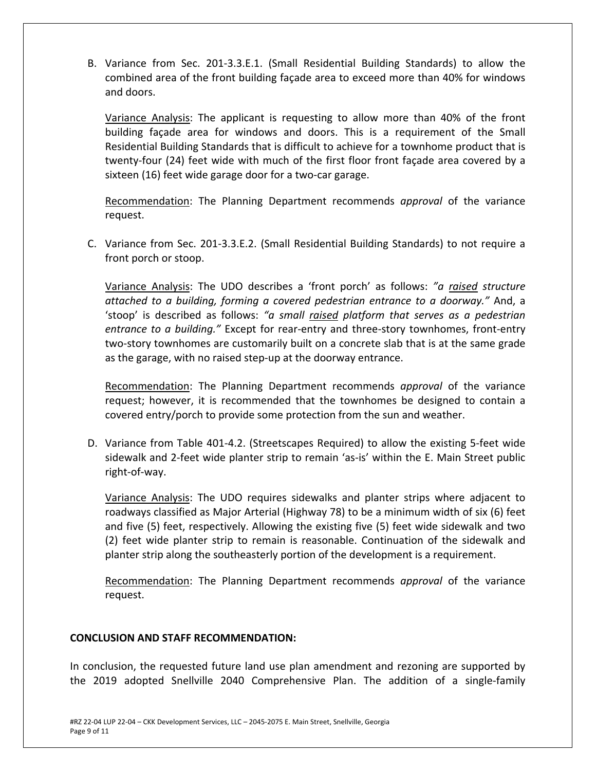B. Variance from Sec. 201-3.3.E.1. (Small Residential Building Standards) to allow the combined area of the front building façade area to exceed more than 40% for windows and doors.

   Variance Analysis: The applicant is requesting to allow more than 40% of the front building façade area for windows and doors. This is a requirement of the Small Residential Building Standards that is difficult to achieve for a townhome product that is twenty-four (24) feet wide with much of the first floor front façade area covered by a sixteen (16) feet wide garage door for a two-car garage.

   Recommendation: The Planning Department recommends *approval* of the variance request.

C. Variance from Sec. 201-3.3.E.2. (Small Residential Building Standards) to not require a front porch or stoop.

   Variance Analysis: The UDO describes a 'front porch' as follows: *"a raised structure attached to a building, forming a covered pedestrian entrance to a doorway."* And, a 'stoop' is described as follows: *"a small raised platform that serves as a pedestrian entrance to a building."* Except for rear-entry and three-story townhomes, front-entry two-story townhomes are customarily built on a concrete slab that is at the same grade as the garage, with no raised step-up at the doorway entrance.

   Recommendation: The Planning Department recommends *approval* of the variance request; however, it is recommended that the townhomes be designed to contain a covered entry/porch to provide some protection from the sun and weather.

D. Variance from Table 401-4.2. (Streetscapes Required) to allow the existing 5-feet wide sidewalk and 2-feet wide planter strip to remain 'as-is' within the E. Main Street public right-of-way.

   Variance Analysis: The UDO requires sidewalks and planter strips where adjacent to roadways classified as Major Arterial (Highway 78) to be a minimum width of six (6) feet and five (5) feet, respectively. Allowing the existing five (5) feet wide sidewalk and two (2) feet wide planter strip to remain is reasonable. Continuation of the sidewalk and planter strip along the southeasterly portion of the development is a requirement.

   Recommendation: The Planning Department recommends *approval* of the variance request.

**CONCLUSION AND STAFF RECOMMENDATION:**

In conclusion, the requested future land use plan amendment and rezoning are supported by the 2019 adopted Snellville 2040 Comprehensive Plan. The addition of a single-family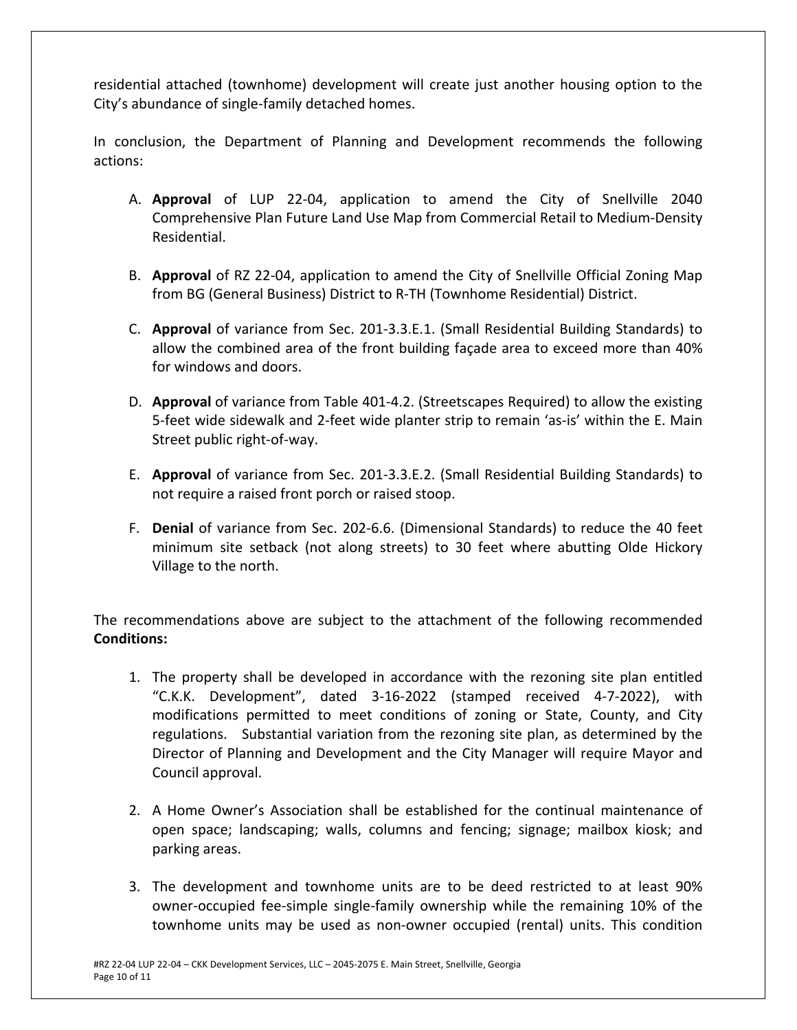residential attached (townhome) development will create just another housing option to the City's abundance of single-family detached homes.

In conclusion, the Department of Planning and Development recommends the following actions:

A. **Approval** of LUP 22-04, application to amend the City of Snellville 2040 Comprehensive Plan Future Land Use Map from Commercial Retail to Medium-Density Residential.

B. **Approval** of RZ 22-04, application to amend the City of Snellville Official Zoning Map from BG (General Business) District to R-TH (Townhome Residential) District.

C. **Approval** of variance from Sec. 201-3.3.E.1. (Small Residential Building Standards) to allow the combined area of the front building façade area to exceed more than 40% for windows and doors.

D. **Approval** of variance from Table 401-4.2. (Streetscapes Required) to allow the existing 5-feet wide sidewalk and 2-feet wide planter strip to remain 'as-is' within the E. Main Street public right-of-way.

E. **Approval** of variance from Sec. 201-3.3.E.2. (Small Residential Building Standards) to not require a raised front porch or raised stoop.

F. **Denial** of variance from Sec. 202-6.6. (Dimensional Standards) to reduce the 40 feet minimum site setback (not along streets) to 30 feet where abutting Olde Hickory Village to the north.

The recommendations above are subject to the attachment of the following recommended **Conditions:**

1. The property shall be developed in accordance with the rezoning site plan entitled "C.K.K. Development", dated 3-16-2022 (stamped received 4-7-2022), with modifications permitted to meet conditions of zoning or State, County, and City regulations. Substantial variation from the rezoning site plan, as determined by the Director of Planning and Development and the City Manager will require Mayor and Council approval.

2. A Home Owner's Association shall be established for the continual maintenance of open space; landscaping; walls, columns and fencing; signage; mailbox kiosk; and parking areas.

3. The development and townhome units are to be deed restricted to at least 90% owner-occupied fee-simple single-family ownership while the remaining 10% of the townhome units may be used as non-owner occupied (rental) units. This condition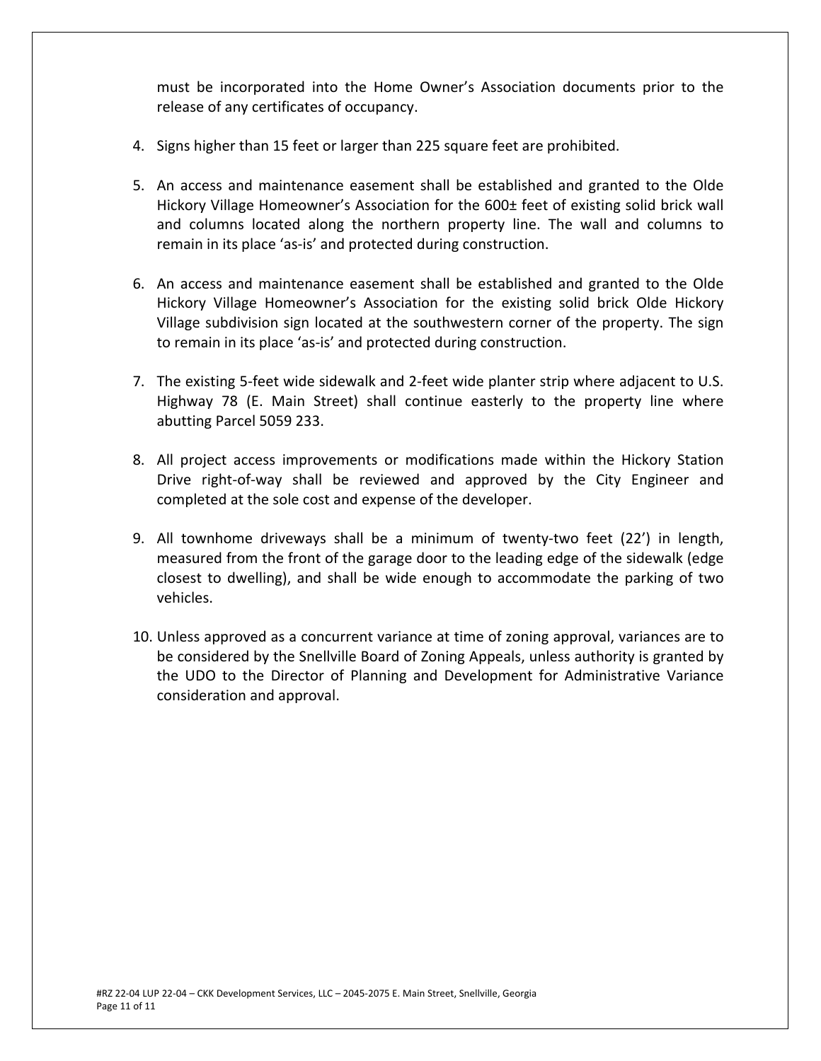must be incorporated into the Home Owner's Association documents prior to the release of any certificates of occupancy.

4. Signs higher than 15 feet or larger than 225 square feet are prohibited.

5. An access and maintenance easement shall be established and granted to the Olde Hickory Village Homeowner's Association for the 600± feet of existing solid brick wall and columns located along the northern property line. The wall and columns to remain in its place 'as-is' and protected during construction.

6. An access and maintenance easement shall be established and granted to the Olde Hickory Village Homeowner's Association for the existing solid brick Olde Hickory Village subdivision sign located at the southwestern corner of the property. The sign to remain in its place 'as-is' and protected during construction.

7. The existing 5-feet wide sidewalk and 2-feet wide planter strip where adjacent to U.S. Highway 78 (E. Main Street) shall continue easterly to the property line where abutting Parcel 5059 233.

8. All project access improvements or modifications made within the Hickory Station Drive right-of-way shall be reviewed and approved by the City Engineer and completed at the sole cost and expense of the developer.

9. All townhome driveways shall be a minimum of twenty-two feet (22') in length, measured from the front of the garage door to the leading edge of the sidewalk (edge closest to dwelling), and shall be wide enough to accommodate the parking of two vehicles.

10. Unless approved as a concurrent variance at time of zoning approval, variances are to be considered by the Snellville Board of Zoning Appeals, unless authority is granted by the UDO to the Director of Planning and Development for Administrative Variance consideration and approval.